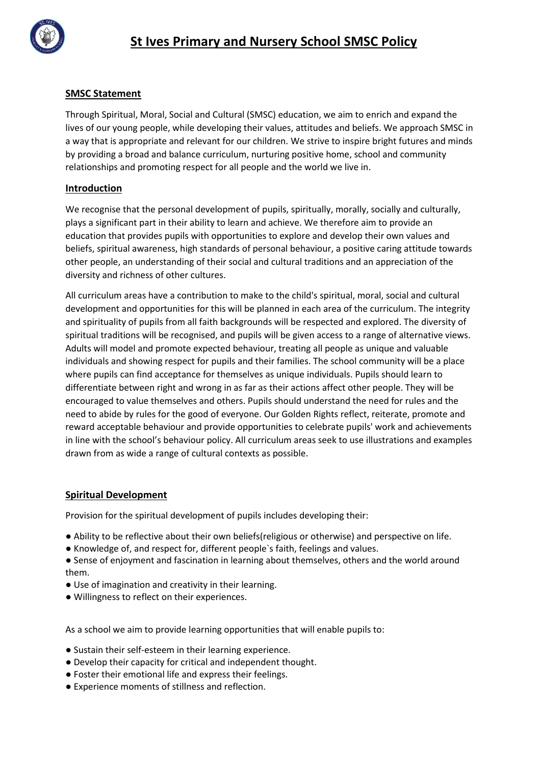# St Ives Primary and Nursery School SMSC Policy

## SMSC Statement

Through Spiritual, Moral, Social and Cultural (SMSC) education, we aim to enrich and expand the lives of our young people, while developing their values, attitudes and beliefs. We approach SMSC in a way that is appropriate and relevant for our children. We strive to inspire bright futures and minds by providing a broad and balance curriculum, nurturing positive home, school and community relationships and promoting respect for all people and the world we live in.

## Introduction

We recognise that the personal development of pupils, spiritually, morally, socially and culturally, plays a significant part in their ability to learn and achieve. We therefore aim to provide an education that provides pupils with opportunities to explore and develop their own values and beliefs, spiritual awareness, high standards of personal behaviour, a positive caring attitude towards other people, an understanding of their social and cultural traditions and an appreciation of the diversity and richness of other cultures.

All curriculum areas have a contribution to make to the child's spiritual, moral, social and cultural development and opportunities for this will be planned in each area of the curriculum. The integrity and spirituality of pupils from all faith backgrounds will be respected and explored. The diversity of spiritual traditions will be recognised, and pupils will be given access to a range of alternative views. Adults will model and promote expected behaviour, treating all people as unique and valuable individuals and showing respect for pupils and their families. The school community will be a place where pupils can find acceptance for themselves as unique individuals. Pupils should learn to differentiate between right and wrong in as far as their actions affect other people. They will be encouraged to value themselves and others. Pupils should understand the need for rules and the need to abide by rules for the good of everyone. Our Golden Rights reflect, reiterate, promote and reward acceptable behaviour and provide opportunities to celebrate pupils' work and achievements in line with the school's behaviour policy. All curriculum areas seek to use illustrations and examples drawn from as wide a range of cultural contexts as possible.

## Spiritual Development

Provision for the spiritual development of pupils includes developing their:

- Ability to be reflective about their own beliefs(religious or otherwise) and perspective on life.
- Knowledge of, and respect for, different people`s faith, feelings and values.
- Sense of enjoyment and fascination in learning about themselves, others and the world around them.
- Use of imagination and creativity in their learning.
- Willingness to reflect on their experiences.

As a school we aim to provide learning opportunities that will enable pupils to:

- Sustain their self-esteem in their learning experience.
- Develop their capacity for critical and independent thought.
- Foster their emotional life and express their feelings.
- Experience moments of stillness and reflection.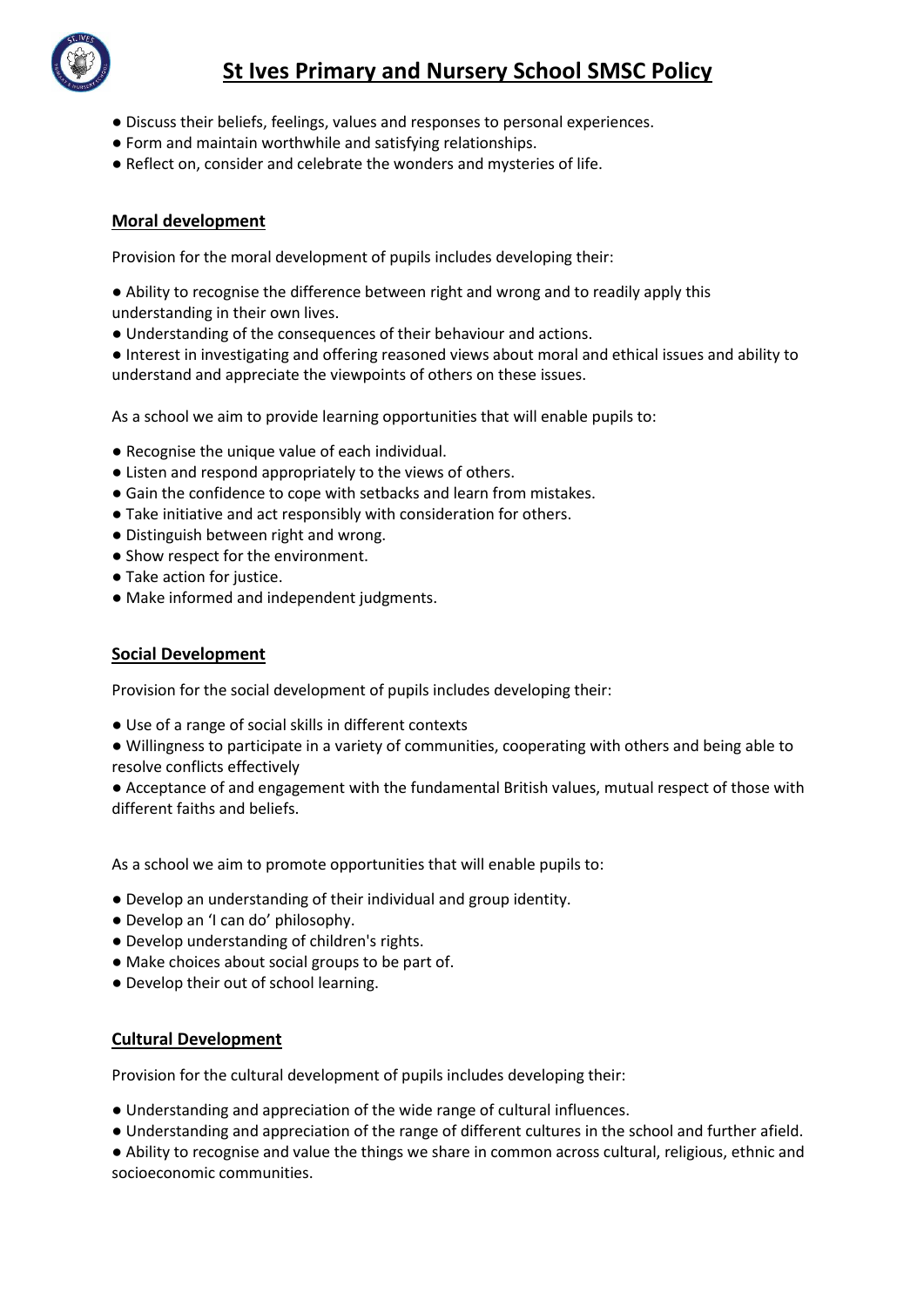- Discuss their beliefs, feelings, values and responses to personal experiences.
- Form and maintain worthwhile and satisfying relationships.
- Reflect on, consider and celebrate the wonders and mysteries of life.

## Moral development

Provision for the moral development of pupils includes developing their:

- Ability to recognise the difference between right and wrong and to readily apply this understanding in their own lives.
- Understanding of the consequences of their behaviour and actions.
- Interest in investigating and offering reasoned views about moral and ethical issues and ability to understand and appreciate the viewpoints of others on these issues.

As a school we aim to provide learning opportunities that will enable pupils to:

- Recognise the unique value of each individual.
- Listen and respond appropriately to the views of others.
- Gain the confidence to cope with setbacks and learn from mistakes.
- Take initiative and act responsibly with consideration for others.
- Distinguish between right and wrong.
- Show respect for the environment.
- Take action for justice.
- Make informed and independent judgments.

## Social Development

Provision for the social development of pupils includes developing their:

- Use of a range of social skills in different contexts
- Willingness to participate in a variety of communities, cooperating with others and being able to resolve conflicts effectively
- Acceptance of and engagement with the fundamental British values, mutual respect of those with different faiths and beliefs.

As a school we aim to promote opportunities that will enable pupils to:

- Develop an understanding of their individual and group identity.
- Develop an 'I can do' philosophy.
- Develop understanding of children's rights.
- Make choices about social groups to be part of.
- Develop their out of school learning.

## Cultural Development

Provision for the cultural development of pupils includes developing their:

- Understanding and appreciation of the wide range of cultural influences.
- Understanding and appreciation of the range of different cultures in the school and further afield.
- Ability to recognise and value the things we share in common across cultural, religious, ethnic and socioeconomic communities.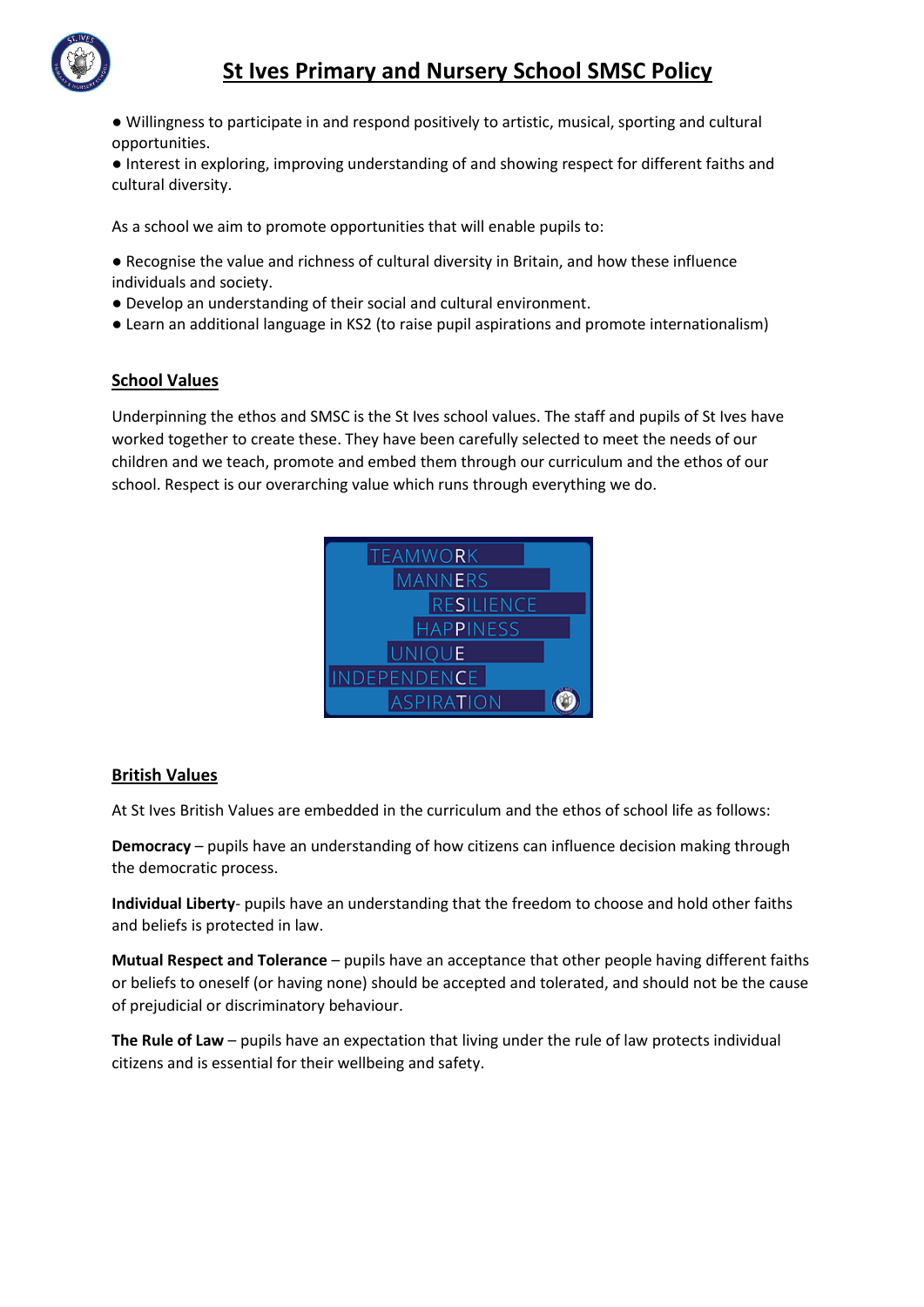- Willingness to participate in and respond positively to artistic, musical, sporting and cultural opportunities.
- Interest in exploring, improving understanding of and showing respect for different faiths and cultural diversity.

As a school we aim to promote opportunities that will enable pupils to:

- Recognise the value and richness of cultural diversity in Britain, and how these influence individuals and society.
- Develop an understanding of their social and cultural environment.
- Learn an additional language in KS2 (to raise pupil aspirations and promote internationalism)

## School Values

Underpinning the ethos and SMSC is the St Ives school values. The staff and pupils of St Ives have worked together to create these. They have been carefully selected to meet the needs of our children and we teach, promote and embed them through our curriculum and the ethos of our school. Respect is our overarching value which runs through everything we do.

TEAMWORK
MANNERS
RESILIENCE
HAPPINESS
UNIQUE
INDEPENDENCE
ASPIRATION

## British Values

At St Ives British Values are embedded in the curriculum and the ethos of school life as follows:

**Democracy** – pupils have an understanding of how citizens can influence decision making through the democratic process.

**Individual Liberty**- pupils have an understanding that the freedom to choose and hold other faiths and beliefs is protected in law.

**Mutual Respect and Tolerance** – pupils have an acceptance that other people having different faiths or beliefs to oneself (or having none) should be accepted and tolerated, and should not be the cause of prejudicial or discriminatory behaviour.

**The Rule of Law** – pupils have an expectation that living under the rule of law protects individual citizens and is essential for their wellbeing and safety.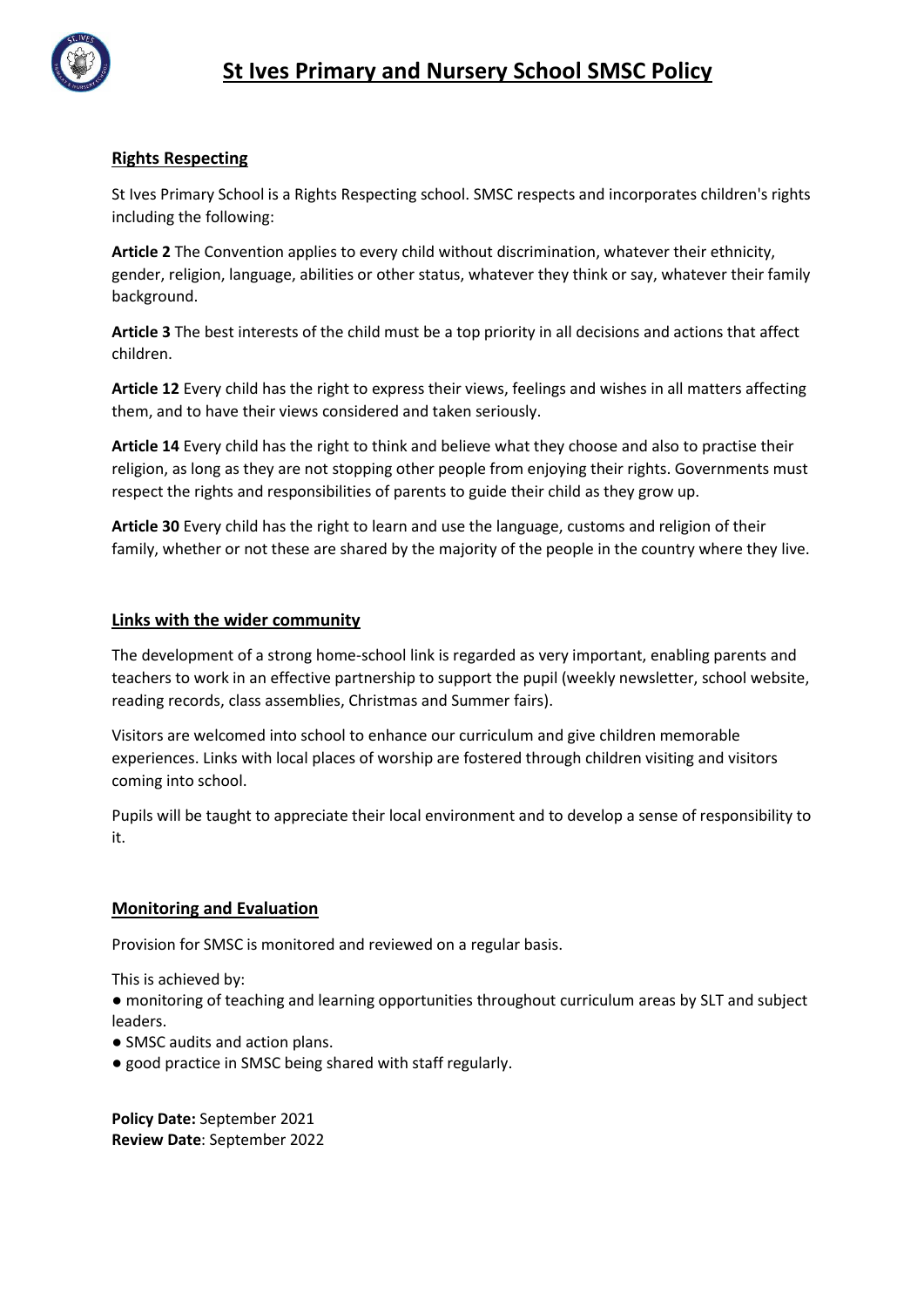## Rights Respecting

St Ives Primary School is a Rights Respecting school. SMSC respects and incorporates children's rights including the following:

**Article 2** The Convention applies to every child without discrimination, whatever their ethnicity, gender, religion, language, abilities or other status, whatever they think or say, whatever their family background.

**Article 3** The best interests of the child must be a top priority in all decisions and actions that affect children.

**Article 12** Every child has the right to express their views, feelings and wishes in all matters affecting them, and to have their views considered and taken seriously.

**Article 14** Every child has the right to think and believe what they choose and also to practise their religion, as long as they are not stopping other people from enjoying their rights. Governments must respect the rights and responsibilities of parents to guide their child as they grow up.

**Article 30** Every child has the right to learn and use the language, customs and religion of their family, whether or not these are shared by the majority of the people in the country where they live.

## Links with the wider community

The development of a strong home-school link is regarded as very important, enabling parents and teachers to work in an effective partnership to support the pupil (weekly newsletter, school website, reading records, class assemblies, Christmas and Summer fairs).

Visitors are welcomed into school to enhance our curriculum and give children memorable experiences. Links with local places of worship are fostered through children visiting and visitors coming into school.

Pupils will be taught to appreciate their local environment and to develop a sense of responsibility to it.

## Monitoring and Evaluation

Provision for SMSC is monitored and reviewed on a regular basis.

This is achieved by:

- monitoring of teaching and learning opportunities throughout curriculum areas by SLT and subject leaders.
- SMSC audits and action plans.
- good practice in SMSC being shared with staff regularly.

**Policy Date:** September 2021
**Review Date**: September 2022